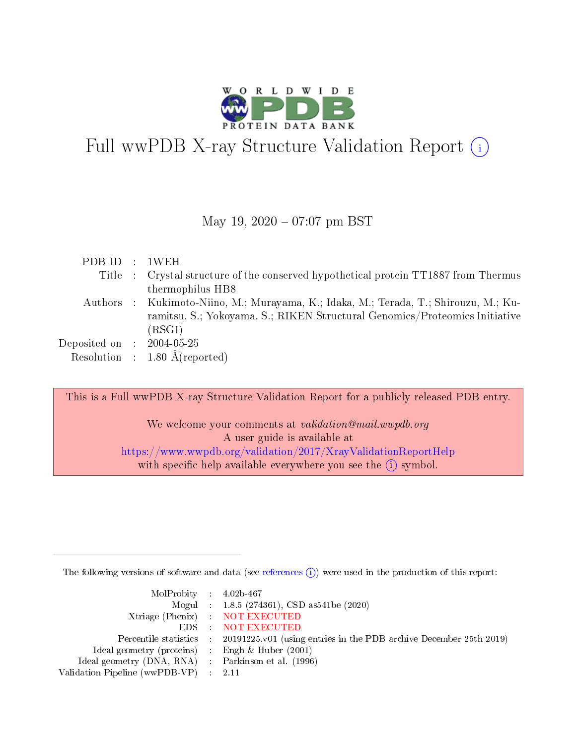# Full wwPDB X-ray Structure Validation Report (i)

May 19, 2020 – 07:07 pm BST

| | | |
|---|---|---|
| PDB ID | : | 1WEH |
| Title | : | Crystal structure of the conserved hypothetical protein TT1887 from Thermus thermophilus HB8 |
| Authors | : | Kukimoto-Niino, M.; Murayama, K.; Idaka, M.; Terada, T.; Shirouzu, M.; Kuramitsu, S.; Yokoyama, S.; RIKEN Structural Genomics/Proteomics Initiative (RSGI) |
| Deposited on | : | 2004-05-25 |
| Resolution | : | 1.80 Å(reported) |

This is a Full wwPDB X-ray Structure Validation Report for a publicly released PDB entry.

We welcome your comments at *validation@mail.wwpdb.org*
A user guide is available at
https://www.wwpdb.org/validation/2017/XrayValidationReportHelp
with specific help available everywhere you see the (i) symbol.

---

The following versions of software and data (see references (i)) were used in the production of this report:

| | | |
|---|---|---|
| MolProbity | : | 4.02b-467 |
| Mogul | : | 1.8.5 (274361), CSD as541be (2020) |
| Xtriage (Phenix) | : | NOT EXECUTED |
| EDS | : | NOT EXECUTED |
| Percentile statistics | : | 20191225.v01 (using entries in the PDB archive December 25th 2019) |
| Ideal geometry (proteins) | : | Engh & Huber (2001) |
| Ideal geometry (DNA, RNA) | : | Parkinson et al. (1996) |
| Validation Pipeline (wwPDB-VP) | : | 2.11 |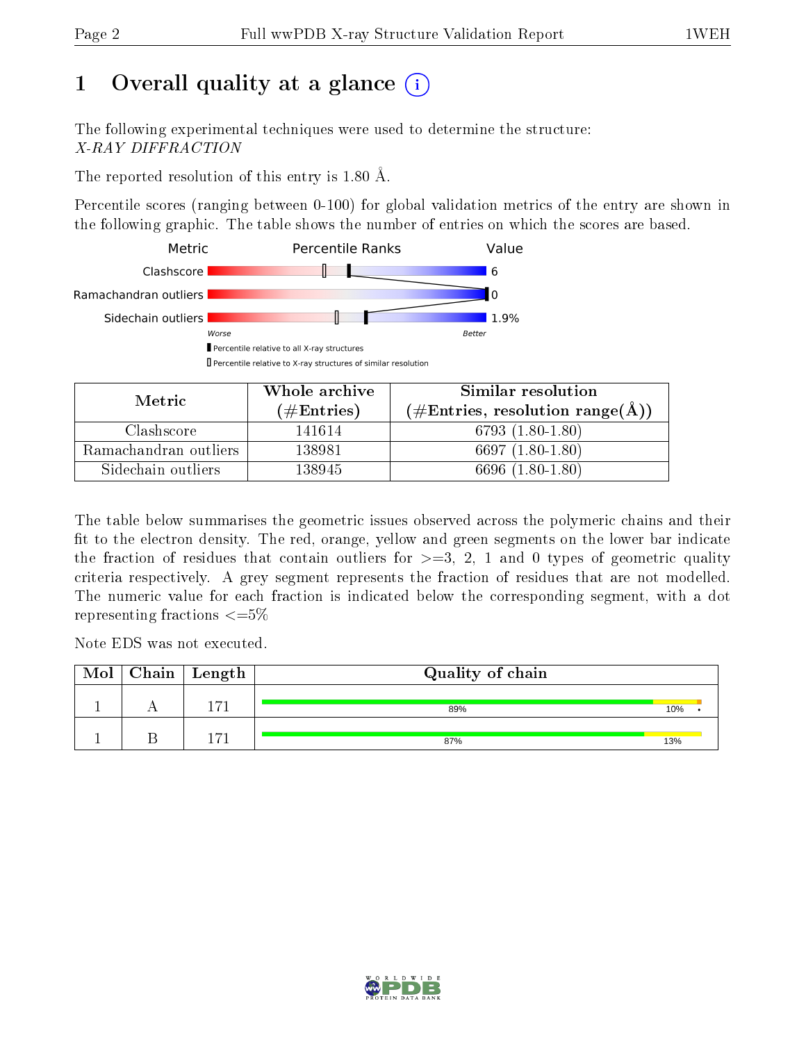# 1 Overall quality at a glance

The following experimental techniques were used to determine the structure: *X-RAY DIFFRACTION*

The reported resolution of this entry is 1.80 Å.

Percentile scores (ranging between 0-100) for global validation metrics of the entry are shown in the following graphic. The table shows the number of entries on which the scores are based.

| Metric | Value |
|---|---|
| Clashscore | 6 |
| Ramachandran outliers | 0 |
| Sidechain outliers | 1.9% |

| Metric | Whole archive (#Entries) | Similar resolution (#Entries, resolution range(Å)) |
|---|---|---|
| Clashscore | 141614 | 6793 (1.80-1.80) |
| Ramachandran outliers | 138981 | 6697 (1.80-1.80) |
| Sidechain outliers | 138945 | 6696 (1.80-1.80) |

The table below summarises the geometric issues observed across the polymeric chains and their fit to the electron density. The red, orange, yellow and green segments on the lower bar indicate the fraction of residues that contain outliers for >=3, 2, 1 and 0 types of geometric quality criteria respectively. A grey segment represents the fraction of residues that are not modelled. The numeric value for each fraction is indicated below the corresponding segment, with a dot representing fractions <=5%

Note EDS was not executed.

| Mol | Chain | Length | Quality of chain |
|---|---|---|---|
| 1 | A | 171 | 89% 10% • |
| 1 | B | 171 | 87% 13% |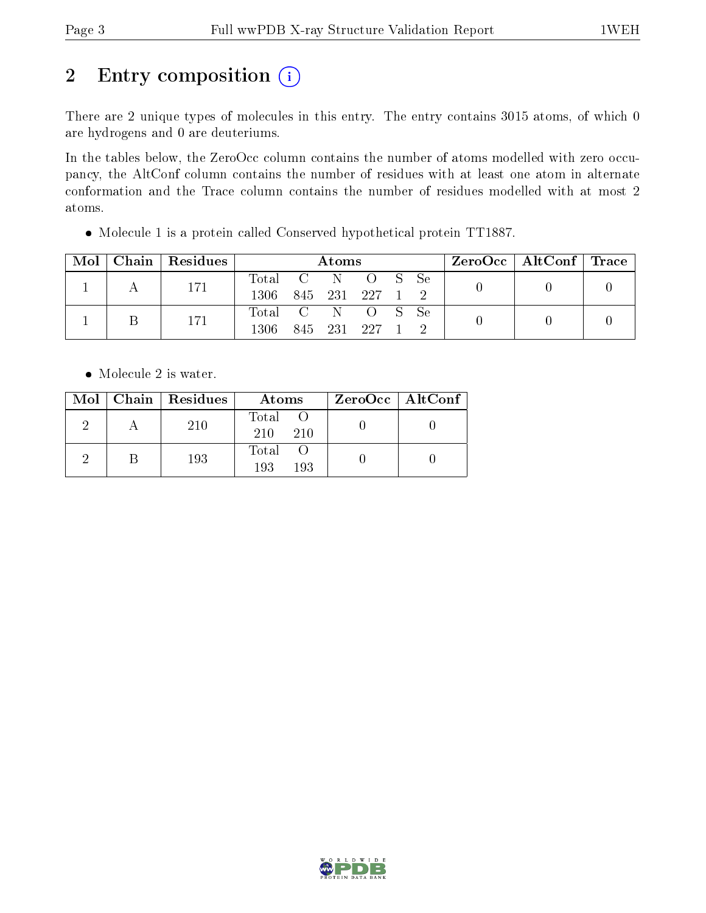## 2 Entry composition

There are 2 unique types of molecules in this entry. The entry contains 3015 atoms, of which 0 are hydrogens and 0 are deuteriums.

In the tables below, the ZeroOcc column contains the number of atoms modelled with zero occupancy, the AltConf column contains the number of residues with at least one atom in alternate conformation and the Trace column contains the number of residues modelled with at most 2 atoms.

- Molecule 1 is a protein called Conserved hypothetical protein TT1887.

| Mol | Chain | Residues | Atoms | | | | | | ZeroOcc | AltConf | Trace |
|---|---|---|---|---|---|---|---|---|---|---|---|
| | | | Total | C | N | O | S | Se | | | |
| 1 | A | 171 | 1306 | 845 | 231 | 227 | 1 | 2 | 0 | 0 | 0 |
| 1 | B | 171 | 1306 | 845 | 231 | 227 | 1 | 2 | 0 | 0 | 0 |

- Molecule 2 is water.

| Mol | Chain | Residues | Atoms | | ZeroOcc | AltConf |
|---|---|---|---|---|---|---|
| | | | Total | O | | |
| 2 | A | 210 | 210 | 210 | 0 | 0 |
| 2 | B | 193 | 193 | 193 | 0 | 0 |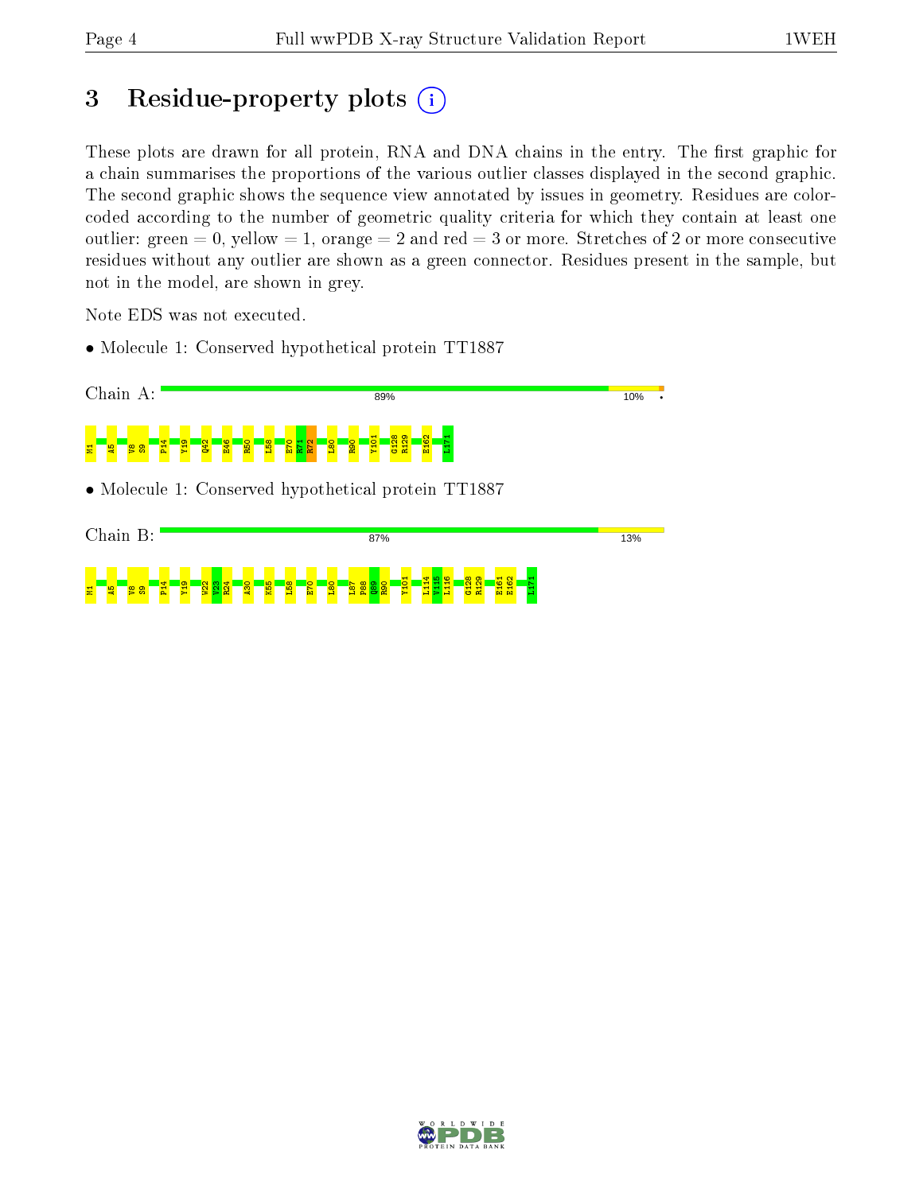# 3 Residue-property plots

These plots are drawn for all protein, RNA and DNA chains in the entry. The first graphic for a chain summarises the proportions of the various outlier classes displayed in the second graphic. The second graphic shows the sequence view annotated by issues in geometry. Residues are color-coded according to the number of geometric quality criteria for which they contain at least one outlier: green = 0, yellow = 1, orange = 2 and red = 3 or more. Stretches of 2 or more consecutive residues without any outlier are shown as a green connector. Residues present in the sample, but not in the model, are shown in grey.

Note EDS was not executed.

- Molecule 1: Conserved hypothetical protein TT1887

Chain A: 89% 10% •

M1 A5 V8 S9 P14 Y19 Q42 E46 R50 L58 E70 K71 R72 L80 R90 Y101 G128 R129 E162 L171

- Molecule 1: Conserved hypothetical protein TT1887

Chain B: 87% 13%

M1 A5 V8 S9 P14 Y19 W22 V23 R24 A30 K55 L58 E70 L80 L87 P88 Q89 R90 Y101 L114 V115 L116 G128 R129 E161 E162 L171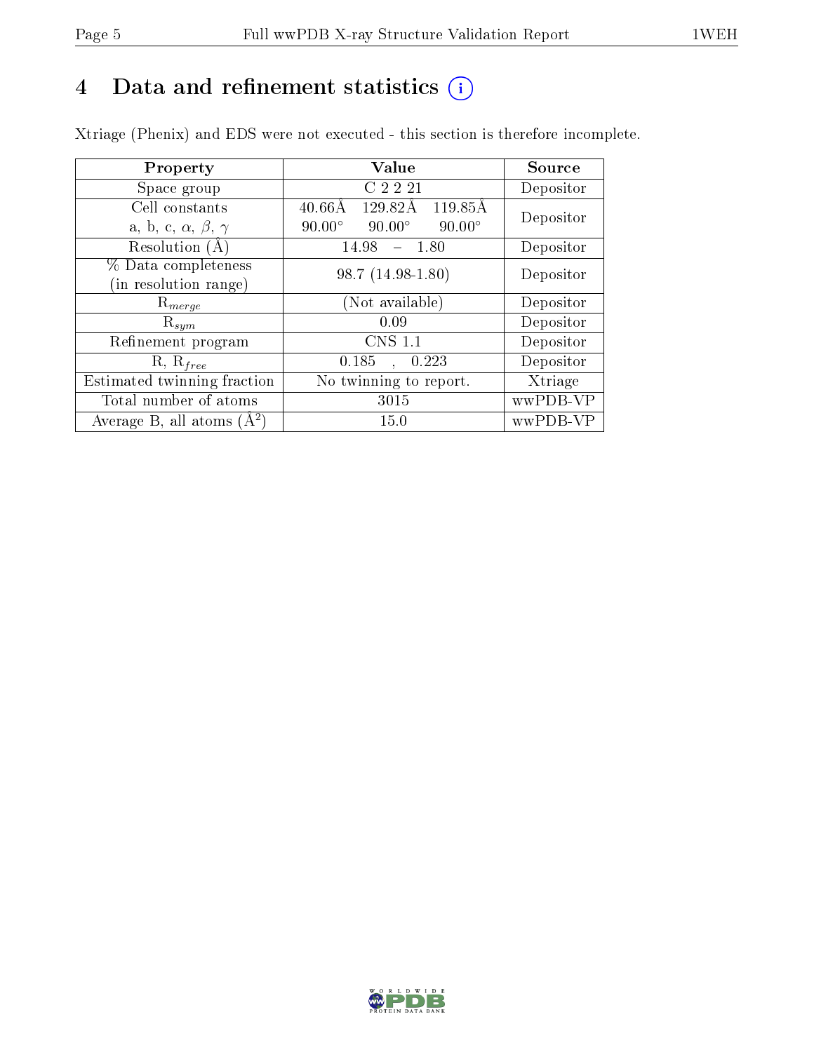# 4 Data and refinement statistics

Xtriage (Phenix) and EDS were not executed - this section is therefore incomplete.

| Property | Value | Source |
|---|---|---|
| Space group | C 2 2 21 | Depositor |
| Cell constants<br>a, b, c, $\alpha$, $\beta$, $\gamma$ | 40.66Å 129.82Å 119.85Å<br>90.00° 90.00° 90.00° | Depositor |
| Resolution (Å) | 14.98 – 1.80 | Depositor |
| % Data completeness<br>(in resolution range) | 98.7 (14.98-1.80) | Depositor |
| $R_{merge}$ | (Not available) | Depositor |
| $R_{sym}$ | 0.09 | Depositor |
| Refinement program | CNS 1.1 | Depositor |
| R, $R_{free}$ | 0.185 , 0.223 | Depositor |
| Estimated twinning fraction | No twinning to report. | Xtriage |
| Total number of atoms | 3015 | wwPDB-VP |
| Average B, all atoms ($Å^2$) | 15.0 | wwPDB-VP |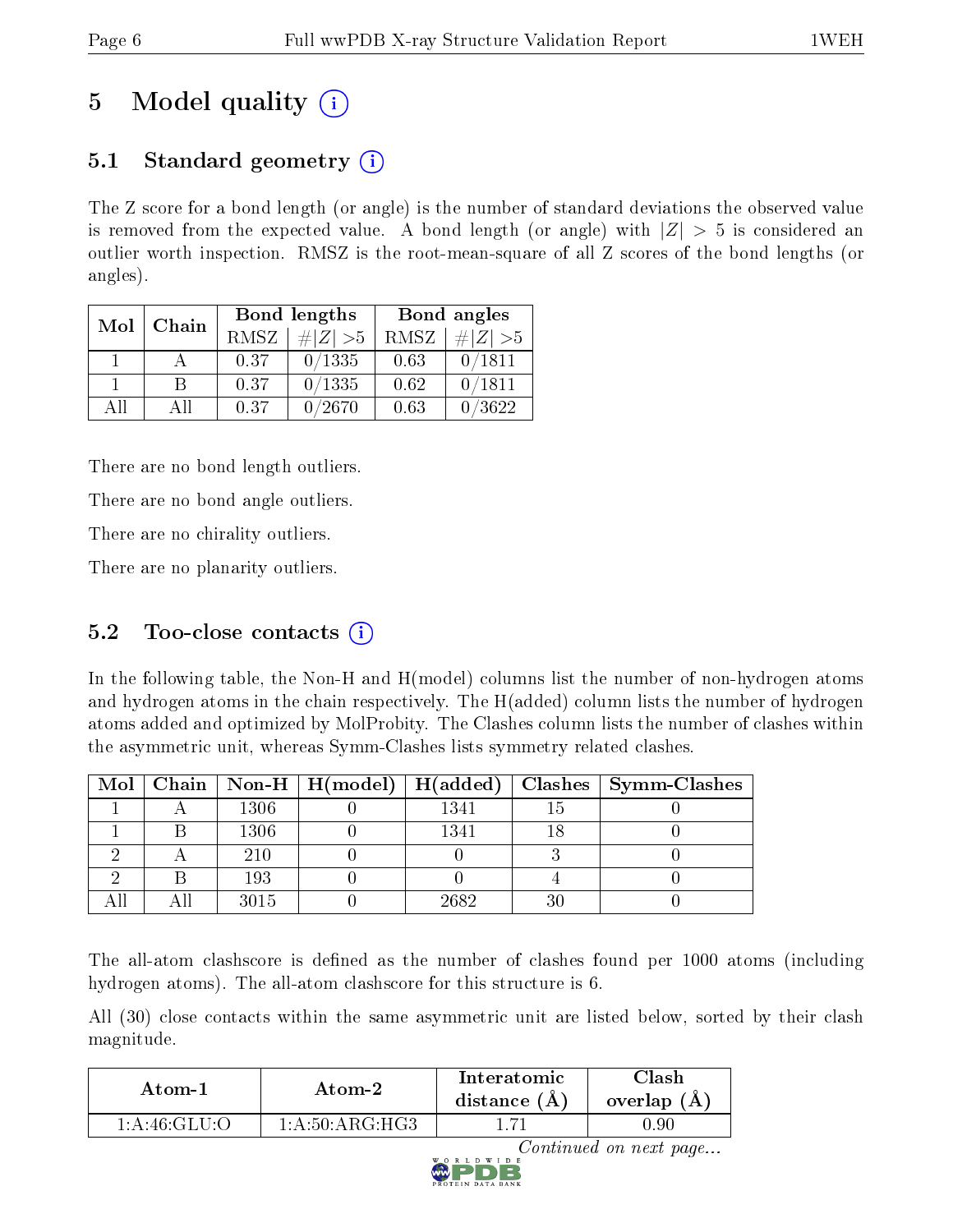# 5 Model quality (i)

## 5.1 Standard geometry (i)

The Z score for a bond length (or angle) is the number of standard deviations the observed value is removed from the expected value. A bond length (or angle) with $|Z| > 5$ is considered an outlier worth inspection. RMSZ is the root-mean-square of all Z scores of the bond lengths (or angles).

| Mol | Chain | Bond lengths | | Bond angles | |
|---|---|---|---|---|---|
| | | RMSZ | $\#\|Z\| > 5$ | RMSZ | $\#\|Z\| > 5$ |
| 1 | A | 0.37 | 0/1335 | 0.63 | 0/1811 |
| 1 | B | 0.37 | 0/1335 | 0.62 | 0/1811 |
| All | All | 0.37 | 0/2670 | 0.63 | 0/3622 |

There are no bond length outliers.

There are no bond angle outliers.

There are no chirality outliers.

There are no planarity outliers.

## 5.2 Too-close contacts (i)

In the following table, the Non-H and H(model) columns list the number of non-hydrogen atoms and hydrogen atoms in the chain respectively. The H(added) column lists the number of hydrogen atoms added and optimized by MolProbity. The Clashes column lists the number of clashes within the asymmetric unit, whereas Symm-Clashes lists symmetry related clashes.

| Mol | Chain | Non-H | H(model) | H(added) | Clashes | Symm-Clashes |
|---|---|---|---|---|---|---|
| 1 | A | 1306 | 0 | 1341 | 15 | 0 |
| 1 | B | 1306 | 0 | 1341 | 18 | 0 |
| 2 | A | 210 | 0 | 0 | 3 | 0 |
| 2 | B | 193 | 0 | 0 | 4 | 0 |
| All | All | 3015 | 0 | 2682 | 30 | 0 |

The all-atom clashscore is defined as the number of clashes found per 1000 atoms (including hydrogen atoms). The all-atom clashscore for this structure is 6.

All (30) close contacts within the same asymmetric unit are listed below, sorted by their clash magnitude.

| Atom-1 | Atom-2 | Interatomic distance (Å) | Clash overlap (Å) |
|---|---|---|---|
| 1:A:46:GLU:O | 1:A:50:ARG:HG3 | 1.71 | 0.90 |

*Continued on next page...*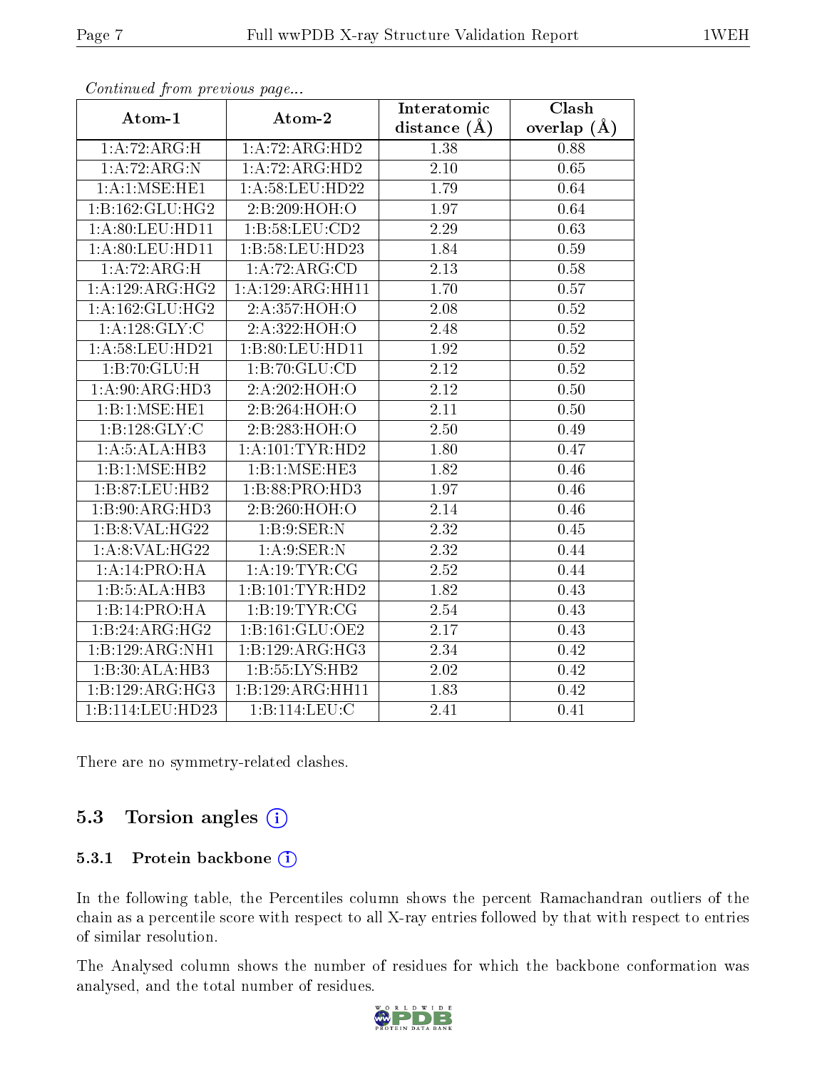*Continued from previous page...*

| Atom-1 | Atom-2 | Interatomic distance (Å) | Clash overlap (Å) |
|---|---|---|---|
| 1:A:72:ARG:H | 1:A:72:ARG:HD2 | 1.38 | 0.88 |
| 1:A:72:ARG:N | 1:A:72:ARG:HD2 | 2.10 | 0.65 |
| 1:A:1:MSE:HE1 | 1:A:58:LEU:HD22 | 1.79 | 0.64 |
| 1:B:162:GLU:HG2 | 2:B:209:HOH:O | 1.97 | 0.64 |
| 1:A:80:LEU:HD11 | 1:B:58:LEU:CD2 | 2.29 | 0.63 |
| 1:A:80:LEU:HD11 | 1:B:58:LEU:HD23 | 1.84 | 0.59 |
| 1:A:72:ARG:H | 1:A:72:ARG:CD | 2.13 | 0.58 |
| 1:A:129:ARG:HG2 | 1:A:129:ARG:HH11 | 1.70 | 0.57 |
| 1:A:162:GLU:HG2 | 2:A:357:HOH:O | 2.08 | 0.52 |
| 1:A:128:GLY:C | 2:A:322:HOH:O | 2.48 | 0.52 |
| 1:A:58:LEU:HD21 | 1:B:80:LEU:HD11 | 1.92 | 0.52 |
| 1:B:70:GLU:H | 1:B:70:GLU:CD | 2.12 | 0.52 |
| 1:A:90:ARG:HD3 | 2:A:202:HOH:O | 2.12 | 0.50 |
| 1:B:1:MSE:HE1 | 2:B:264:HOH:O | 2.11 | 0.50 |
| 1:B:128:GLY:C | 2:B:283:HOH:O | 2.50 | 0.49 |
| 1:A:5:ALA:HB3 | 1:A:101:TYR:HD2 | 1.80 | 0.47 |
| 1:B:1:MSE:HB2 | 1:B:1:MSE:HE3 | 1.82 | 0.46 |
| 1:B:87:LEU:HB2 | 1:B:88:PRO:HD3 | 1.97 | 0.46 |
| 1:B:90:ARG:HD3 | 2:B:260:HOH:O | 2.14 | 0.46 |
| 1:B:8:VAL:HG22 | 1:B:9:SER:N | 2.32 | 0.45 |
| 1:A:8:VAL:HG22 | 1:A:9:SER:N | 2.32 | 0.44 |
| 1:A:14:PRO:HA | 1:A:19:TYR:CG | 2.52 | 0.44 |
| 1:B:5:ALA:HB3 | 1:B:101:TYR:HD2 | 1.82 | 0.43 |
| 1:B:14:PRO:HA | 1:B:19:TYR:CG | 2.54 | 0.43 |
| 1:B:24:ARG:HG2 | 1:B:161:GLU:OE2 | 2.17 | 0.43 |
| 1:B:129:ARG:NH1 | 1:B:129:ARG:HG3 | 2.34 | 0.42 |
| 1:B:30:ALA:HB3 | 1:B:55:LYS:HB2 | 2.02 | 0.42 |
| 1:B:129:ARG:HG3 | 1:B:129:ARG:HH11 | 1.83 | 0.42 |
| 1:B:114:LEU:HD23 | 1:B:114:LEU:C | 2.41 | 0.41 |

There are no symmetry-related clashes.

## 5.3 Torsion angles

### 5.3.1 Protein backbone

In the following table, the Percentiles column shows the percent Ramachandran outliers of the chain as a percentile score with respect to all X-ray entries followed by that with respect to entries of similar resolution.

The Analysed column shows the number of residues for which the backbone conformation was analysed, and the total number of residues.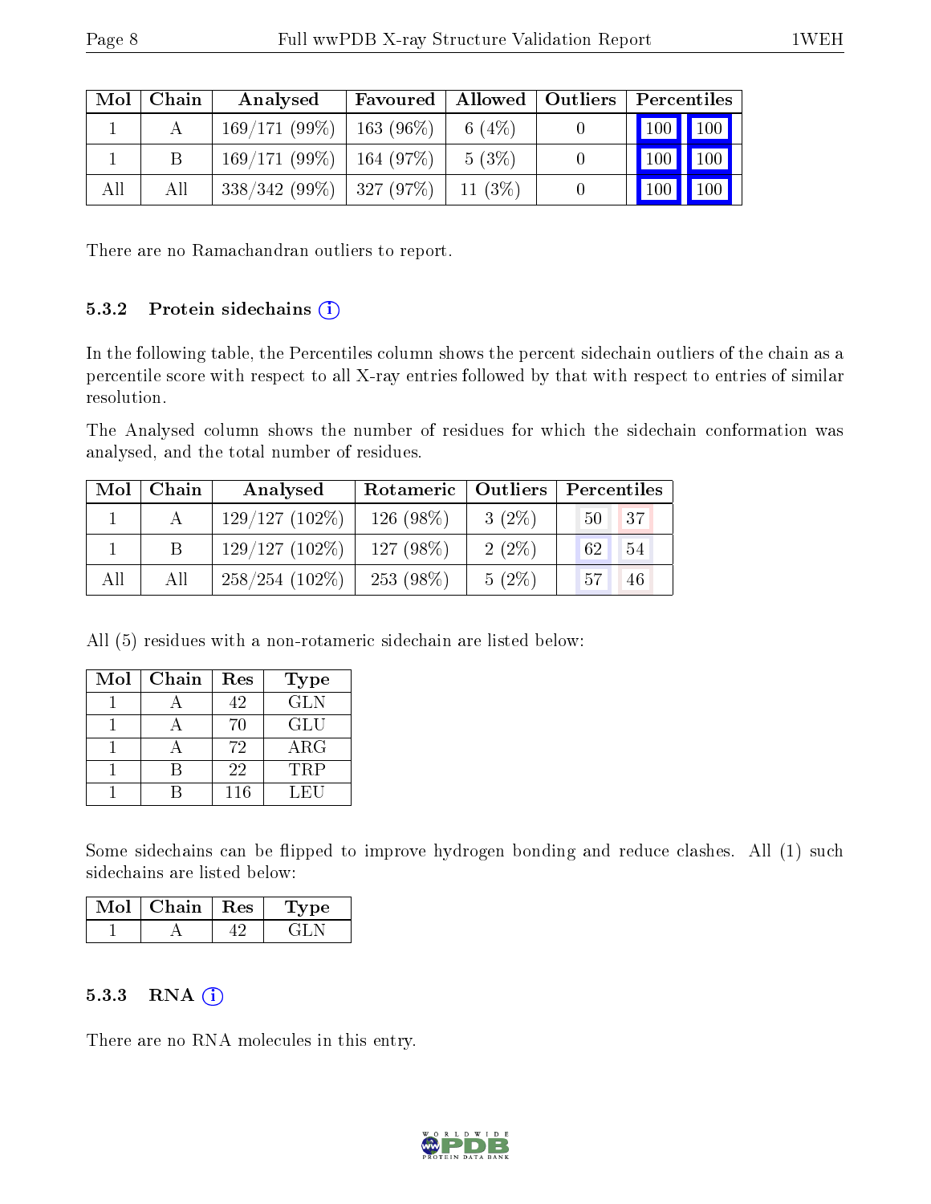| Mol | Chain | Analysed | Favoured | Allowed | Outliers | Percentiles | |
|---|---|---|---|---|---|---|---|
| 1 | A | 169/171 (99%) | 163 (96%) | 6 (4%) | 0 | 100 | 100 |
| 1 | B | 169/171 (99%) | 164 (97%) | 5 (3%) | 0 | 100 | 100 |
| All | All | 338/342 (99%) | 327 (97%) | 11 (3%) | 0 | 100 | 100 |

There are no Ramachandran outliers to report.

### 5.3.2 Protein sidechains

In the following table, the Percentiles column shows the percent sidechain outliers of the chain as a percentile score with respect to all X-ray entries followed by that with respect to entries of similar resolution.

The Analysed column shows the number of residues for which the sidechain conformation was analysed, and the total number of residues.

| Mol | Chain | Analysed | Rotameric | Outliers | Percentiles | |
|---|---|---|---|---|---|---|
| 1 | A | 129/127 (102%) | 126 (98%) | 3 (2%) | 50 | 37 |
| 1 | B | 129/127 (102%) | 127 (98%) | 2 (2%) | 62 | 54 |
| All | All | 258/254 (102%) | 253 (98%) | 5 (2%) | 57 | 46 |

All (5) residues with a non-rotameric sidechain are listed below:

| Mol | Chain | Res | Type |
|---|---|---|---|
| 1 | A | 42 | GLN |
| 1 | A | 70 | GLU |
| 1 | A | 72 | ARG |
| 1 | B | 22 | TRP |
| 1 | B | 116 | LEU |

Some sidechains can be flipped to improve hydrogen bonding and reduce clashes. All (1) such sidechains are listed below:

| Mol | Chain | Res | Type |
|---|---|---|---|
| 1 | A | 42 | GLN |

### 5.3.3 RNA

There are no RNA molecules in this entry.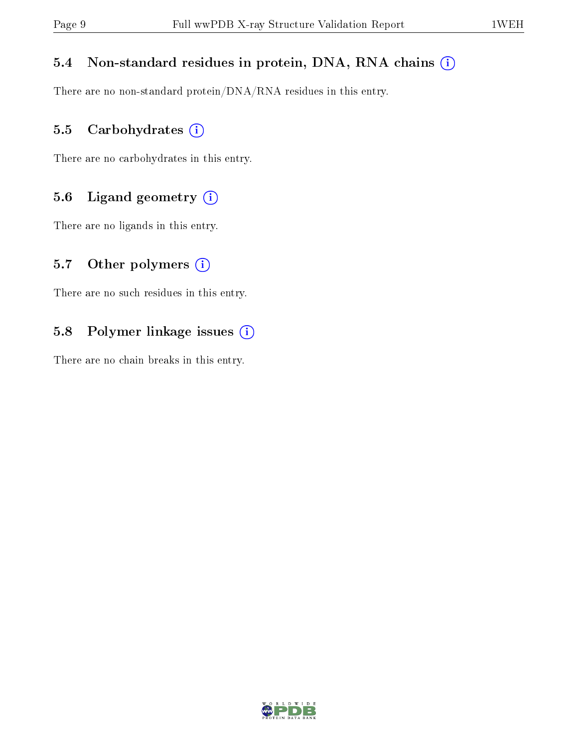### 5.4 Non-standard residues in protein, DNA, RNA chains

There are no non-standard protein/DNA/RNA residues in this entry.

### 5.5 Carbohydrates

There are no carbohydrates in this entry.

### 5.6 Ligand geometry

There are no ligands in this entry.

### 5.7 Other polymers

There are no such residues in this entry.

### 5.8 Polymer linkage issues

There are no chain breaks in this entry.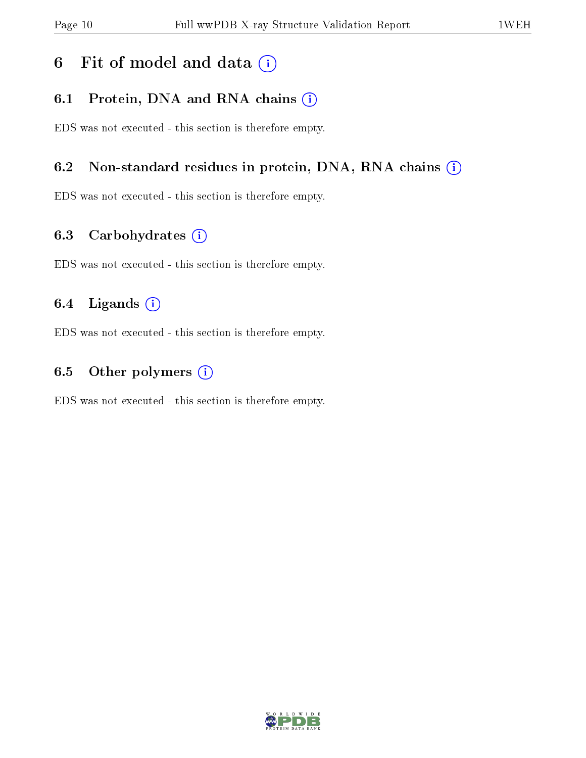# 6 Fit of model and data

## 6.1 Protein, DNA and RNA chains

EDS was not executed - this section is therefore empty.

## 6.2 Non-standard residues in protein, DNA, RNA chains

EDS was not executed - this section is therefore empty.

## 6.3 Carbohydrates

EDS was not executed - this section is therefore empty.

## 6.4 Ligands

EDS was not executed - this section is therefore empty.

## 6.5 Other polymers

EDS was not executed - this section is therefore empty.